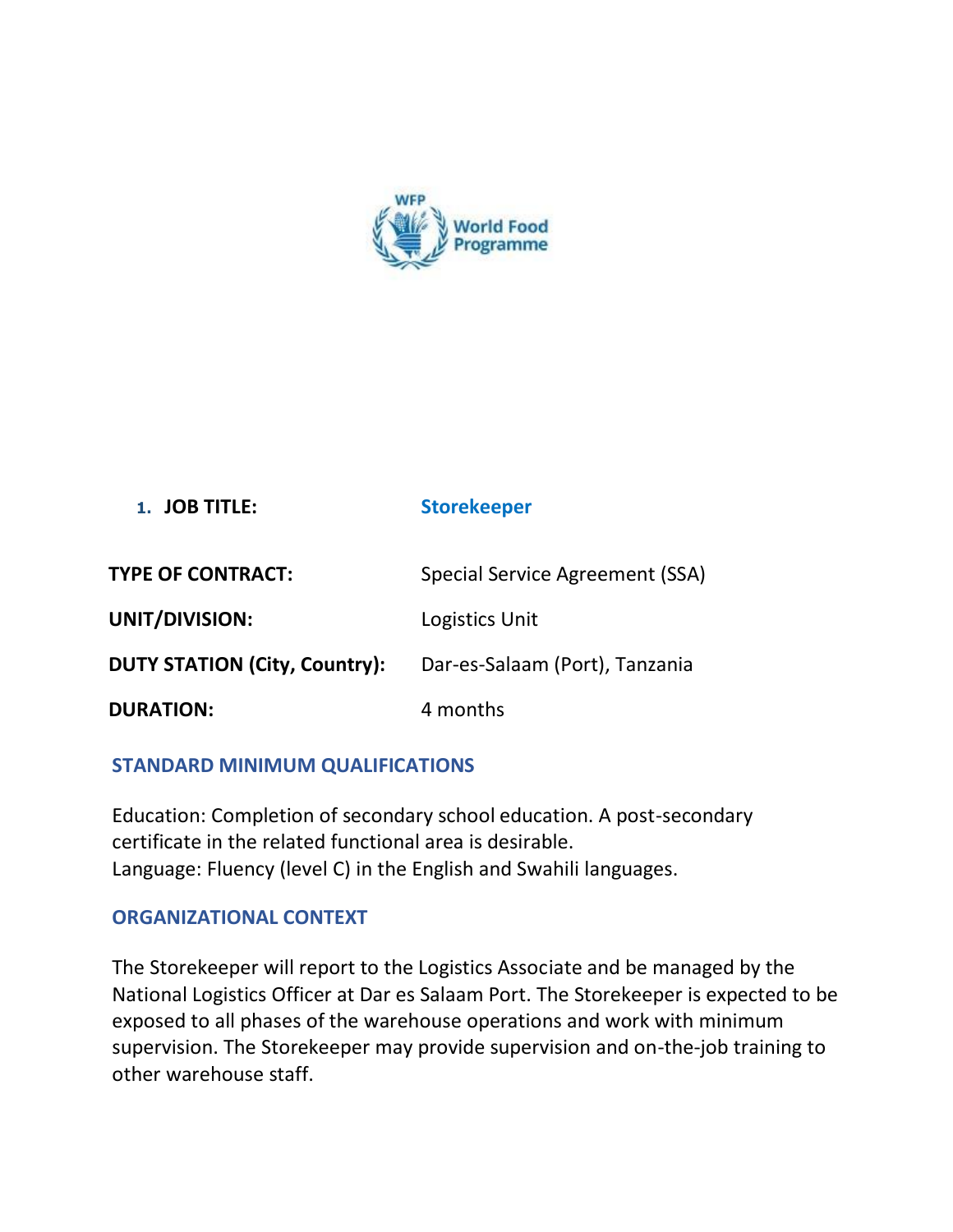WFP World Food Programme

1. **JOB TITLE:** **Storekeeper**

| | |
|---|---|
| **TYPE OF CONTRACT:** | Special Service Agreement (SSA) |
| **UNIT/DIVISION:** | Logistics Unit |
| **DUTY STATION (City, Country):** | Dar-es-Salaam (Port), Tanzania |
| **DURATION:** | 4 months |

## STANDARD MINIMUM QUALIFICATIONS

Education: Completion of secondary school education. A post-secondary certificate in the related functional area is desirable.
Language: Fluency (level C) in the English and Swahili languages.

## ORGANIZATIONAL CONTEXT

The Storekeeper will report to the Logistics Associate and be managed by the National Logistics Officer at Dar es Salaam Port. The Storekeeper is expected to be exposed to all phases of the warehouse operations and work with minimum supervision. The Storekeeper may provide supervision and on-the-job training to other warehouse staff.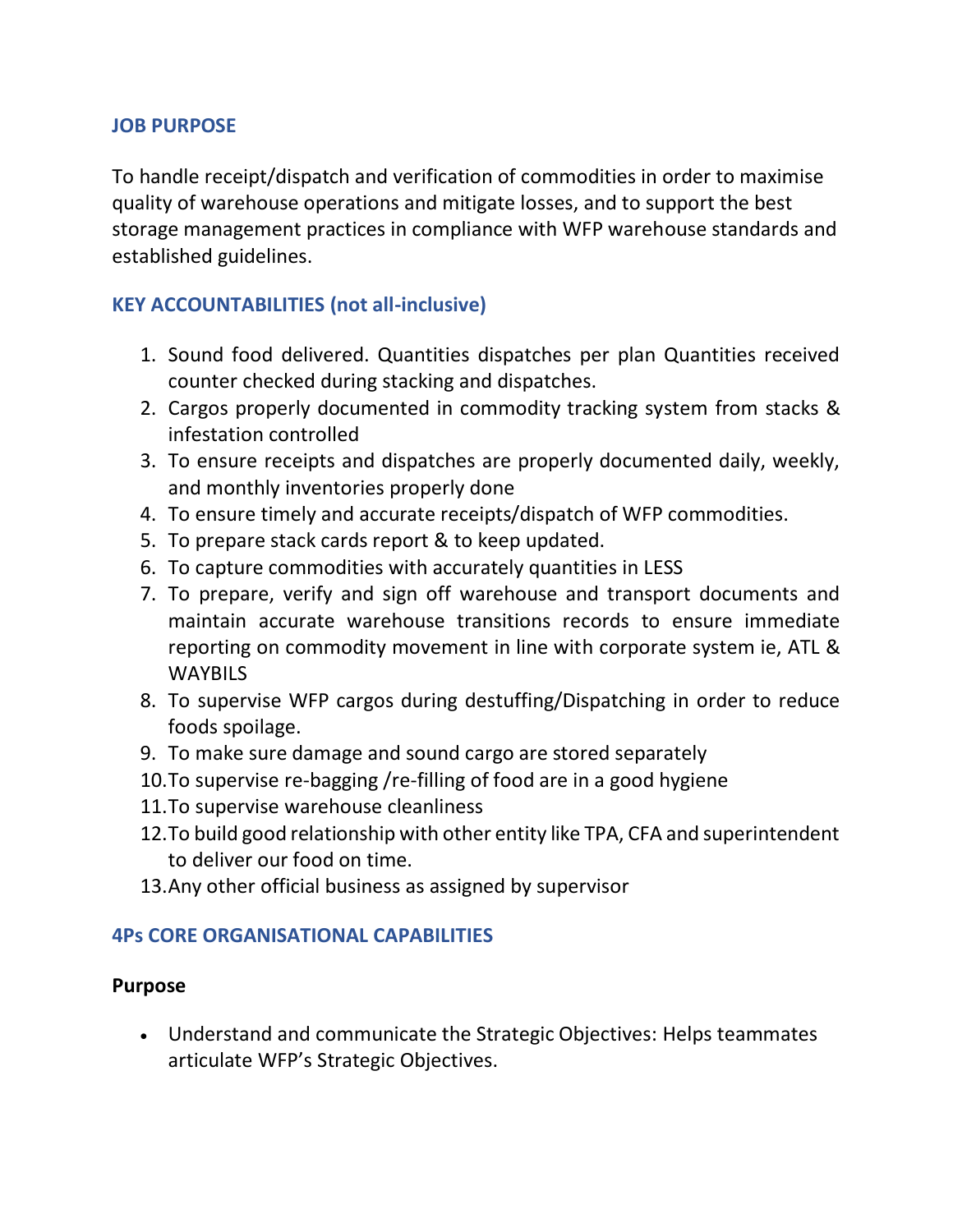## JOB PURPOSE

To handle receipt/dispatch and verification of commodities in order to maximise quality of warehouse operations and mitigate losses, and to support the best storage management practices in compliance with WFP warehouse standards and established guidelines.

## KEY ACCOUNTABILITIES (not all-inclusive)

1. Sound food delivered. Quantities dispatches per plan Quantities received counter checked during stacking and dispatches.
2. Cargos properly documented in commodity tracking system from stacks & infestation controlled
3. To ensure receipts and dispatches are properly documented daily, weekly, and monthly inventories properly done
4. To ensure timely and accurate receipts/dispatch of WFP commodities.
5. To prepare stack cards report & to keep updated.
6. To capture commodities with accurately quantities in LESS
7. To prepare, verify and sign off warehouse and transport documents and maintain accurate warehouse transitions records to ensure immediate reporting on commodity movement in line with corporate system ie, ATL & WAYBILS
8. To supervise WFP cargos during destuffing/Dispatching in order to reduce foods spoilage.
9. To make sure damage and sound cargo are stored separately
10. To supervise re-bagging /re-filling of food are in a good hygiene
11. To supervise warehouse cleanliness
12. To build good relationship with other entity like TPA, CFA and superintendent to deliver our food on time.
13. Any other official business as assigned by supervisor

## 4Ps CORE ORGANISATIONAL CAPABILITIES

**Purpose**

- Understand and communicate the Strategic Objectives: Helps teammates articulate WFP's Strategic Objectives.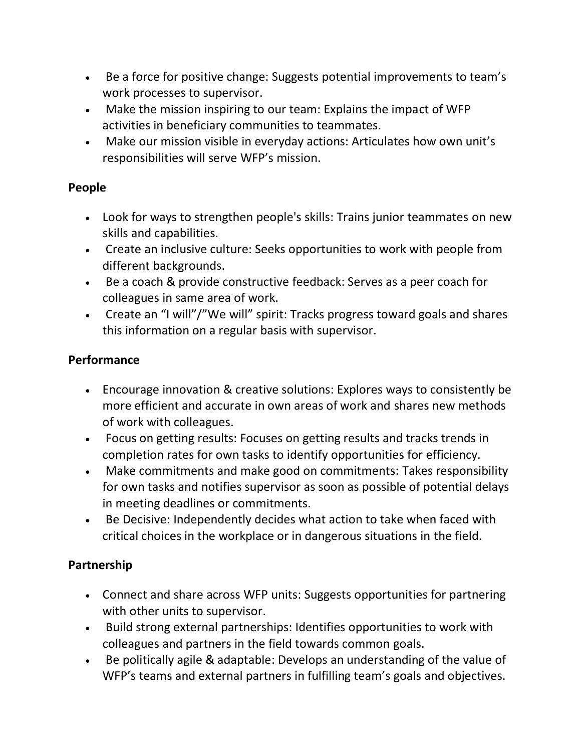- Be a force for positive change: Suggests potential improvements to team's work processes to supervisor.
- Make the mission inspiring to our team: Explains the impact of WFP activities in beneficiary communities to teammates.
- Make our mission visible in everyday actions: Articulates how own unit's responsibilities will serve WFP's mission.

**People**

- Look for ways to strengthen people's skills: Trains junior teammates on new skills and capabilities.
- Create an inclusive culture: Seeks opportunities to work with people from different backgrounds.
- Be a coach & provide constructive feedback: Serves as a peer coach for colleagues in same area of work.
- Create an "I will"/"We will" spirit: Tracks progress toward goals and shares this information on a regular basis with supervisor.

**Performance**

- Encourage innovation & creative solutions: Explores ways to consistently be more efficient and accurate in own areas of work and shares new methods of work with colleagues.
- Focus on getting results: Focuses on getting results and tracks trends in completion rates for own tasks to identify opportunities for efficiency.
- Make commitments and make good on commitments: Takes responsibility for own tasks and notifies supervisor as soon as possible of potential delays in meeting deadlines or commitments.
- Be Decisive: Independently decides what action to take when faced with critical choices in the workplace or in dangerous situations in the field.

**Partnership**

- Connect and share across WFP units: Suggests opportunities for partnering with other units to supervisor.
- Build strong external partnerships: Identifies opportunities to work with colleagues and partners in the field towards common goals.
- Be politically agile & adaptable: Develops an understanding of the value of WFP's teams and external partners in fulfilling team's goals and objectives.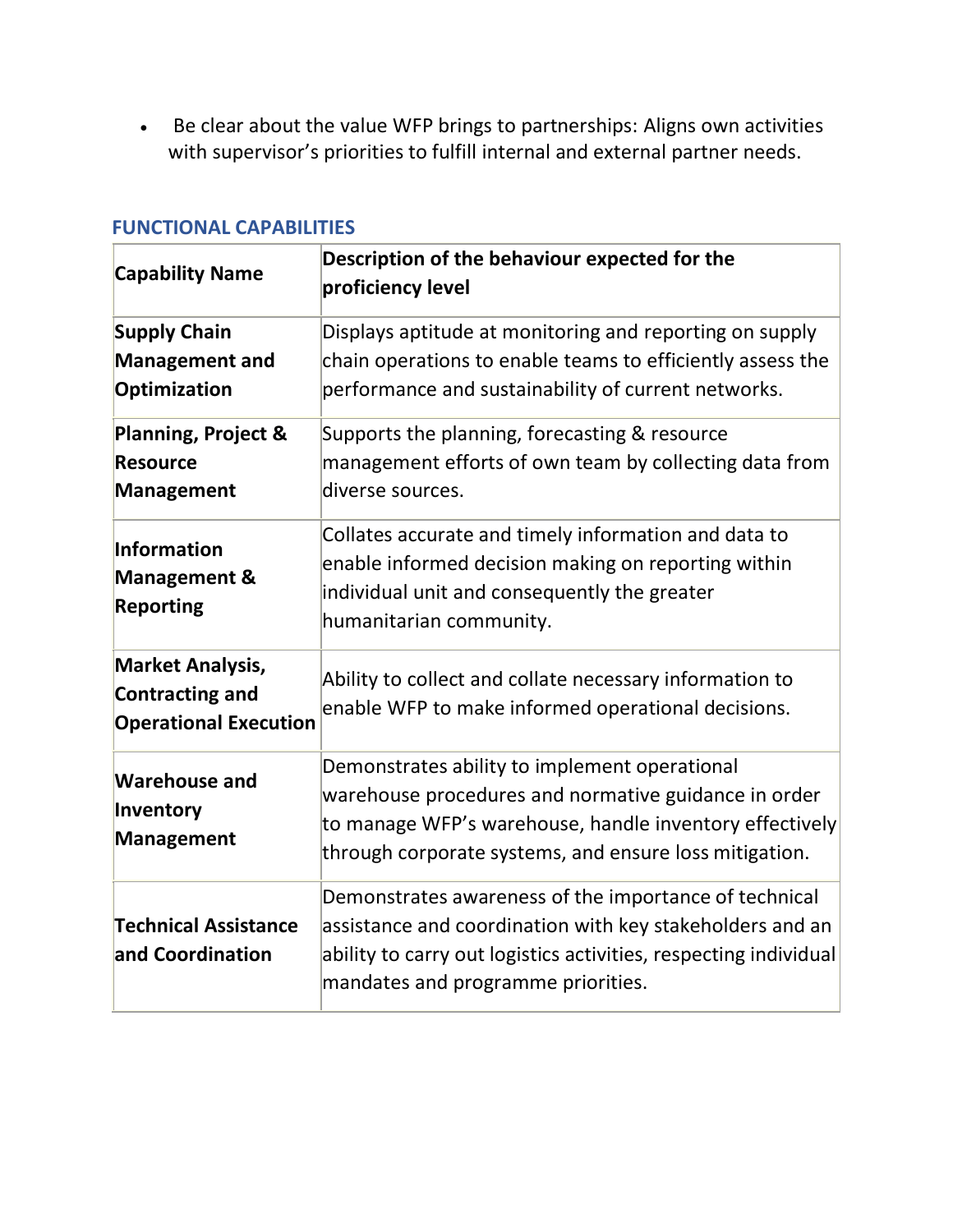- Be clear about the value WFP brings to partnerships: Aligns own activities with supervisor's priorities to fulfill internal and external partner needs.

## FUNCTIONAL CAPABILITIES

| Capability Name | Description of the behaviour expected for the proficiency level |
|---|---|
| **Supply Chain Management and Optimization** | Displays aptitude at monitoring and reporting on supply chain operations to enable teams to efficiently assess the performance and sustainability of current networks. |
| **Planning, Project & Resource Management** | Supports the planning, forecasting & resource management efforts of own team by collecting data from diverse sources. |
| **Information Management & Reporting** | Collates accurate and timely information and data to enable informed decision making on reporting within individual unit and consequently the greater humanitarian community. |
| **Market Analysis, Contracting and Operational Execution** | Ability to collect and collate necessary information to enable WFP to make informed operational decisions. |
| **Warehouse and Inventory Management** | Demonstrates ability to implement operational warehouse procedures and normative guidance in order to manage WFP's warehouse, handle inventory effectively through corporate systems, and ensure loss mitigation. |
| **Technical Assistance and Coordination** | Demonstrates awareness of the importance of technical assistance and coordination with key stakeholders and an ability to carry out logistics activities, respecting individual mandates and programme priorities. |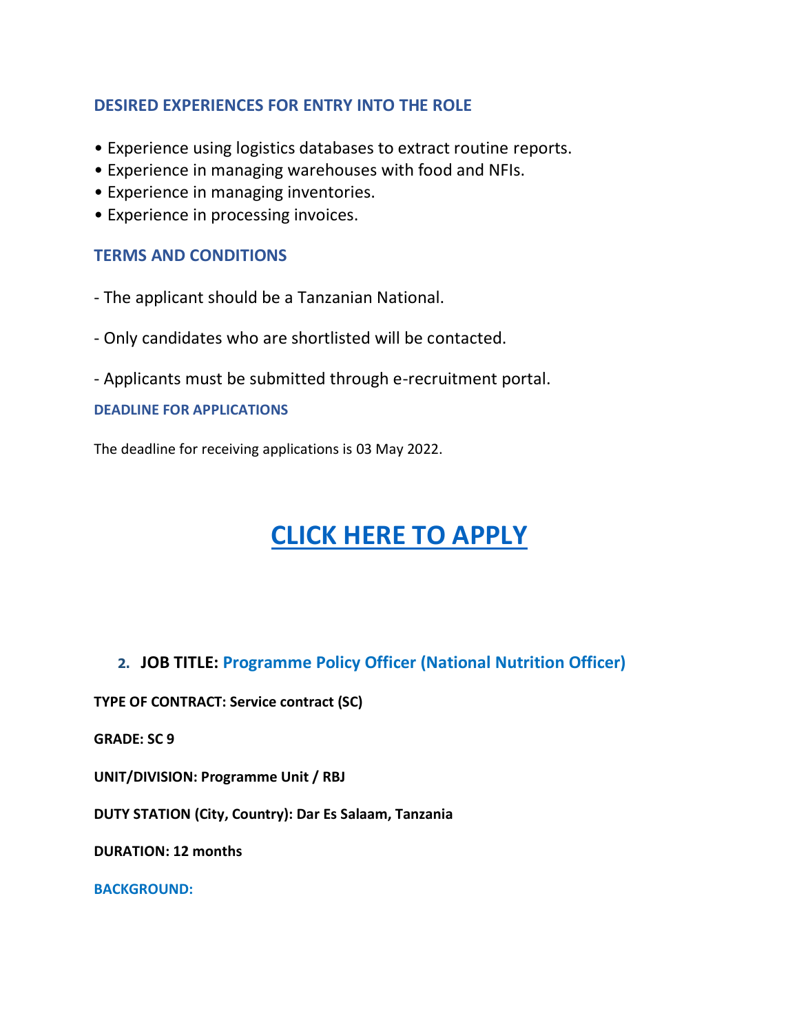### DESIRED EXPERIENCES FOR ENTRY INTO THE ROLE

- Experience using logistics databases to extract routine reports.
- Experience in managing warehouses with food and NFIs.
- Experience in managing inventories.
- Experience in processing invoices.

### TERMS AND CONDITIONS

- The applicant should be a Tanzanian National.

- Only candidates who are shortlisted will be contacted.

- Applicants must be submitted through e-recruitment portal.

#### DEADLINE FOR APPLICATIONS

The deadline for receiving applications is 03 May 2022.

# CLICK HERE TO APPLY

## 2. JOB TITLE: Programme Policy Officer (National Nutrition Officer)

**TYPE OF CONTRACT: Service contract (SC)**

**GRADE: SC 9**

**UNIT/DIVISION: Programme Unit / RBJ**

**DUTY STATION (City, Country): Dar Es Salaam, Tanzania**

**DURATION: 12 months**

#### BACKGROUND: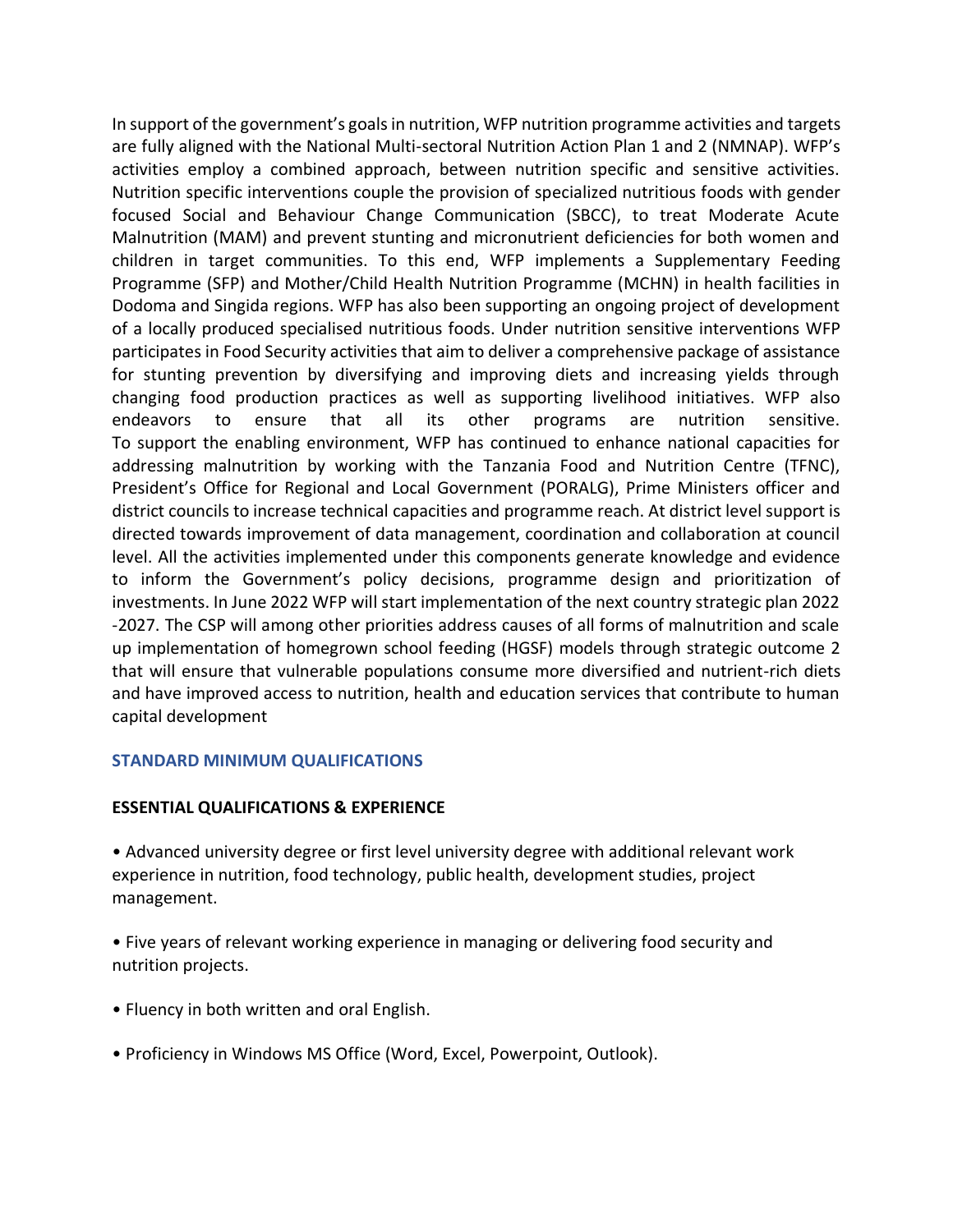In support of the government's goals in nutrition, WFP nutrition programme activities and targets are fully aligned with the National Multi-sectoral Nutrition Action Plan 1 and 2 (NMNAP). WFP's activities employ a combined approach, between nutrition specific and sensitive activities. Nutrition specific interventions couple the provision of specialized nutritious foods with gender focused Social and Behaviour Change Communication (SBCC), to treat Moderate Acute Malnutrition (MAM) and prevent stunting and micronutrient deficiencies for both women and children in target communities. To this end, WFP implements a Supplementary Feeding Programme (SFP) and Mother/Child Health Nutrition Programme (MCHN) in health facilities in Dodoma and Singida regions. WFP has also been supporting an ongoing project of development of a locally produced specialised nutritious foods. Under nutrition sensitive interventions WFP participates in Food Security activities that aim to deliver a comprehensive package of assistance for stunting prevention by diversifying and improving diets and increasing yields through changing food production practices as well as supporting livelihood initiatives. WFP also endeavors to ensure that all its other programs are nutrition sensitive. To support the enabling environment, WFP has continued to enhance national capacities for addressing malnutrition by working with the Tanzania Food and Nutrition Centre (TFNC), President's Office for Regional and Local Government (PORALG), Prime Ministers officer and district councils to increase technical capacities and programme reach. At district level support is directed towards improvement of data management, coordination and collaboration at council level. All the activities implemented under this components generate knowledge and evidence to inform the Government's policy decisions, programme design and prioritization of investments. In June 2022 WFP will start implementation of the next country strategic plan 2022 -2027. The CSP will among other priorities address causes of all forms of malnutrition and scale up implementation of homegrown school feeding (HGSF) models through strategic outcome 2 that will ensure that vulnerable populations consume more diversified and nutrient-rich diets and have improved access to nutrition, health and education services that contribute to human capital development

## STANDARD MINIMUM QUALIFICATIONS

### ESSENTIAL QUALIFICATIONS & EXPERIENCE

- Advanced university degree or first level university degree with additional relevant work experience in nutrition, food technology, public health, development studies, project management.

- Five years of relevant working experience in managing or delivering food security and nutrition projects.

- Fluency in both written and oral English.

- Proficiency in Windows MS Office (Word, Excel, Powerpoint, Outlook).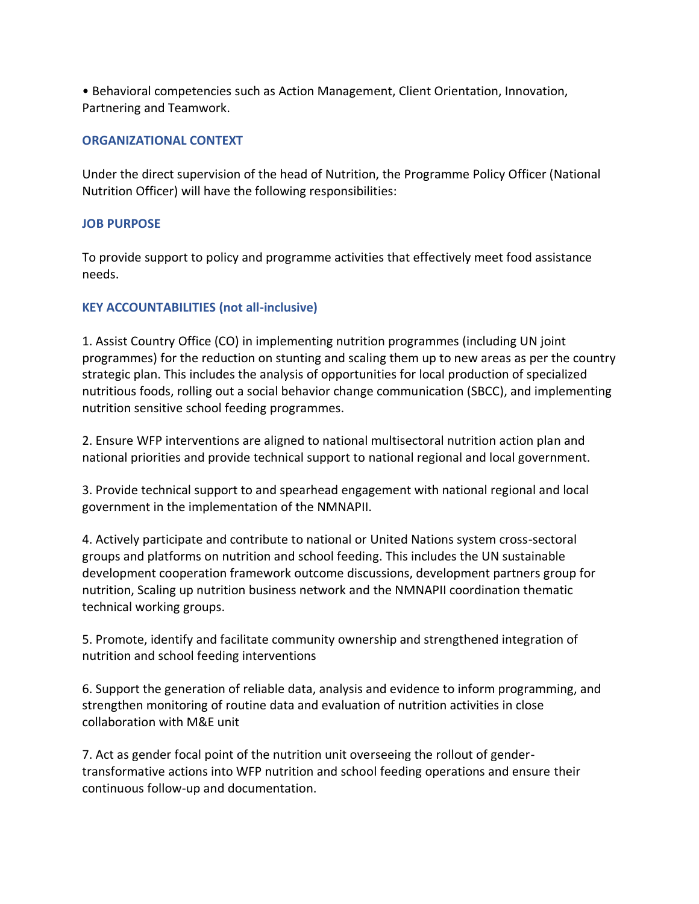• Behavioral competencies such as Action Management, Client Orientation, Innovation, Partnering and Teamwork.

### ORGANIZATIONAL CONTEXT

Under the direct supervision of the head of Nutrition, the Programme Policy Officer (National Nutrition Officer) will have the following responsibilities:

### JOB PURPOSE

To provide support to policy and programme activities that effectively meet food assistance needs.

### KEY ACCOUNTABILITIES (not all-inclusive)

1. Assist Country Office (CO) in implementing nutrition programmes (including UN joint programmes) for the reduction on stunting and scaling them up to new areas as per the country strategic plan. This includes the analysis of opportunities for local production of specialized nutritious foods, rolling out a social behavior change communication (SBCC), and implementing nutrition sensitive school feeding programmes.

2. Ensure WFP interventions are aligned to national multisectoral nutrition action plan and national priorities and provide technical support to national regional and local government.

3. Provide technical support to and spearhead engagement with national regional and local government in the implementation of the NMNAPII.

4. Actively participate and contribute to national or United Nations system cross-sectoral groups and platforms on nutrition and school feeding. This includes the UN sustainable development cooperation framework outcome discussions, development partners group for nutrition, Scaling up nutrition business network and the NMNAPII coordination thematic technical working groups.

5. Promote, identify and facilitate community ownership and strengthened integration of nutrition and school feeding interventions

6. Support the generation of reliable data, analysis and evidence to inform programming, and strengthen monitoring of routine data and evaluation of nutrition activities in close collaboration with M&E unit

7. Act as gender focal point of the nutrition unit overseeing the rollout of gender-transformative actions into WFP nutrition and school feeding operations and ensure their continuous follow-up and documentation.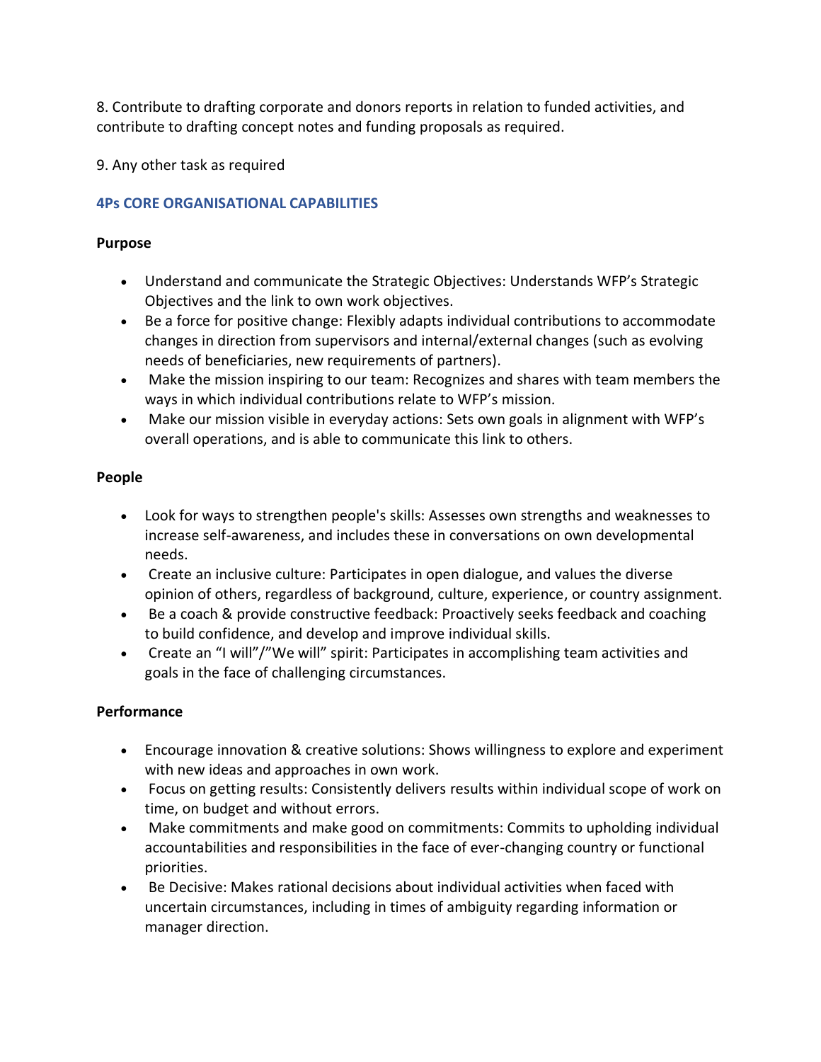8. Contribute to drafting corporate and donors reports in relation to funded activities, and contribute to drafting concept notes and funding proposals as required.

9. Any other task as required

## 4Ps CORE ORGANISATIONAL CAPABILITIES

**Purpose**

- Understand and communicate the Strategic Objectives: Understands WFP's Strategic Objectives and the link to own work objectives.
- Be a force for positive change: Flexibly adapts individual contributions to accommodate changes in direction from supervisors and internal/external changes (such as evolving needs of beneficiaries, new requirements of partners).
- Make the mission inspiring to our team: Recognizes and shares with team members the ways in which individual contributions relate to WFP's mission.
- Make our mission visible in everyday actions: Sets own goals in alignment with WFP's overall operations, and is able to communicate this link to others.

**People**

- Look for ways to strengthen people's skills: Assesses own strengths and weaknesses to increase self-awareness, and includes these in conversations on own developmental needs.
- Create an inclusive culture: Participates in open dialogue, and values the diverse opinion of others, regardless of background, culture, experience, or country assignment.
- Be a coach & provide constructive feedback: Proactively seeks feedback and coaching to build confidence, and develop and improve individual skills.
- Create an "I will"/"We will" spirit: Participates in accomplishing team activities and goals in the face of challenging circumstances.

**Performance**

- Encourage innovation & creative solutions: Shows willingness to explore and experiment with new ideas and approaches in own work.
- Focus on getting results: Consistently delivers results within individual scope of work on time, on budget and without errors.
- Make commitments and make good on commitments: Commits to upholding individual accountabilities and responsibilities in the face of ever-changing country or functional priorities.
- Be Decisive: Makes rational decisions about individual activities when faced with uncertain circumstances, including in times of ambiguity regarding information or manager direction.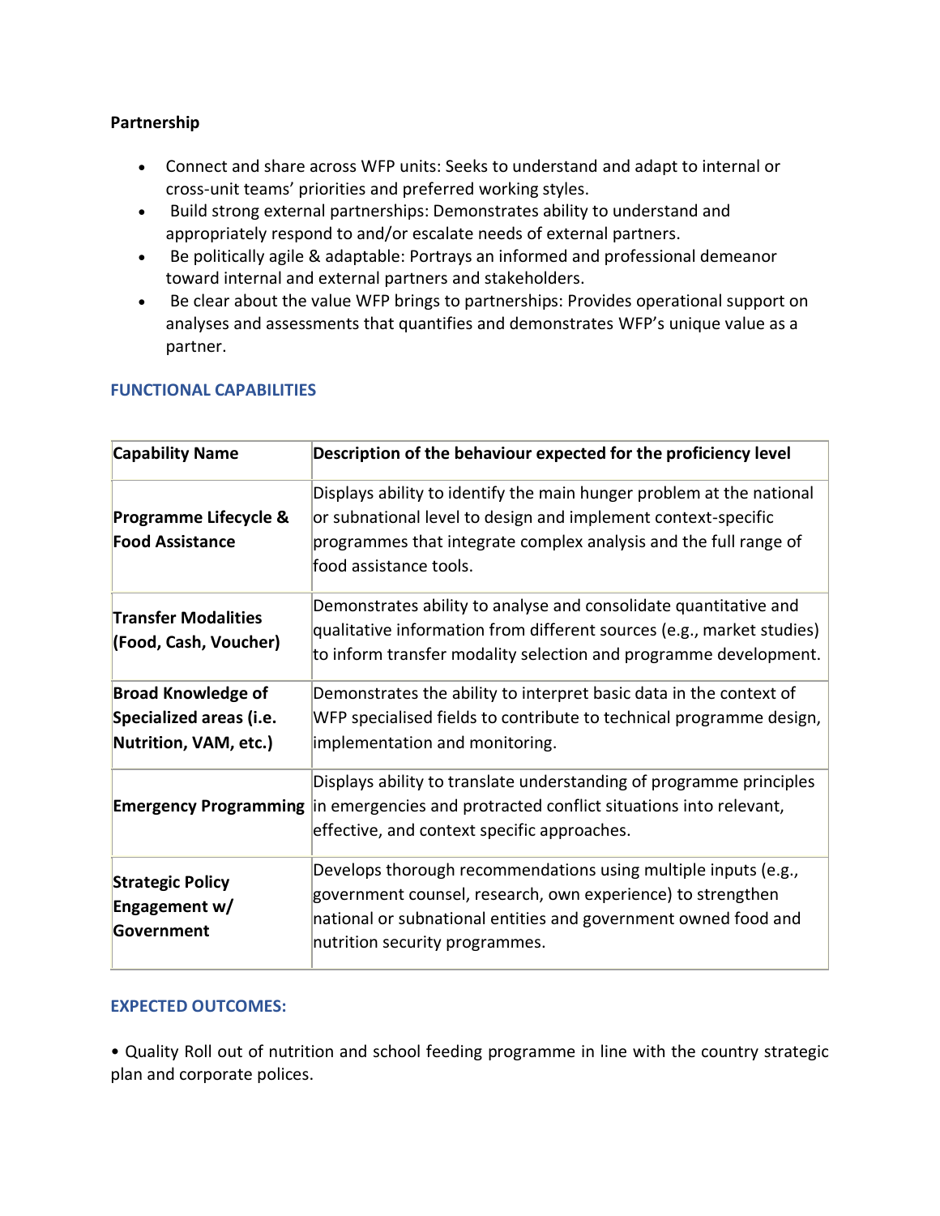**Partnership**

- Connect and share across WFP units: Seeks to understand and adapt to internal or cross-unit teams' priorities and preferred working styles.
- Build strong external partnerships: Demonstrates ability to understand and appropriately respond to and/or escalate needs of external partners.
- Be politically agile & adaptable: Portrays an informed and professional demeanor toward internal and external partners and stakeholders.
- Be clear about the value WFP brings to partnerships: Provides operational support on analyses and assessments that quantifies and demonstrates WFP's unique value as a partner.

## FUNCTIONAL CAPABILITIES

| Capability Name | Description of the behaviour expected for the proficiency level |
|---|---|
| **Programme Lifecycle & Food Assistance** | Displays ability to identify the main hunger problem at the national or subnational level to design and implement context-specific programmes that integrate complex analysis and the full range of food assistance tools. |
| **Transfer Modalities (Food, Cash, Voucher)** | Demonstrates ability to analyse and consolidate quantitative and qualitative information from different sources (e.g., market studies) to inform transfer modality selection and programme development. |
| **Broad Knowledge of Specialized areas (i.e. Nutrition, VAM, etc.)** | Demonstrates the ability to interpret basic data in the context of WFP specialised fields to contribute to technical programme design, implementation and monitoring. |
| **Emergency Programming** | Displays ability to translate understanding of programme principles in emergencies and protracted conflict situations into relevant, effective, and context specific approaches. |
| **Strategic Policy Engagement w/ Government** | Develops thorough recommendations using multiple inputs (e.g., government counsel, research, own experience) to strengthen national or subnational entities and government owned food and nutrition security programmes. |

## EXPECTED OUTCOMES:

• Quality Roll out of nutrition and school feeding programme in line with the country strategic plan and corporate polices.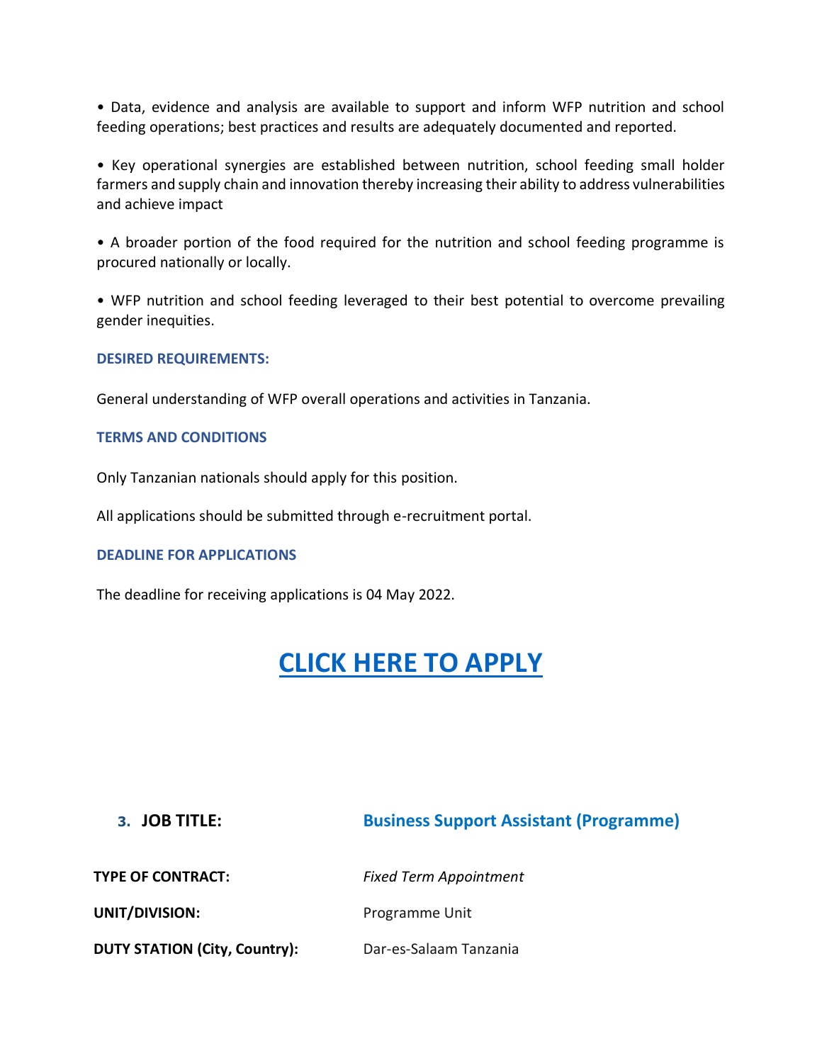• Data, evidence and analysis are available to support and inform WFP nutrition and school feeding operations; best practices and results are adequately documented and reported.

• Key operational synergies are established between nutrition, school feeding small holder farmers and supply chain and innovation thereby increasing their ability to address vulnerabilities and achieve impact

• A broader portion of the food required for the nutrition and school feeding programme is procured nationally or locally.

• WFP nutrition and school feeding leveraged to their best potential to overcome prevailing gender inequities.

**DESIRED REQUIREMENTS:**

General understanding of WFP overall operations and activities in Tanzania.

**TERMS AND CONDITIONS**

Only Tanzanian nationals should apply for this position.

All applications should be submitted through e-recruitment portal.

**DEADLINE FOR APPLICATIONS**

The deadline for receiving applications is 04 May 2022.

## CLICK HERE TO APPLY

## 3. JOB TITLE: Business Support Assistant (Programme)

**TYPE OF CONTRACT:** *Fixed Term Appointment*

**UNIT/DIVISION:** Programme Unit

**DUTY STATION (City, Country):** Dar-es-Salaam Tanzania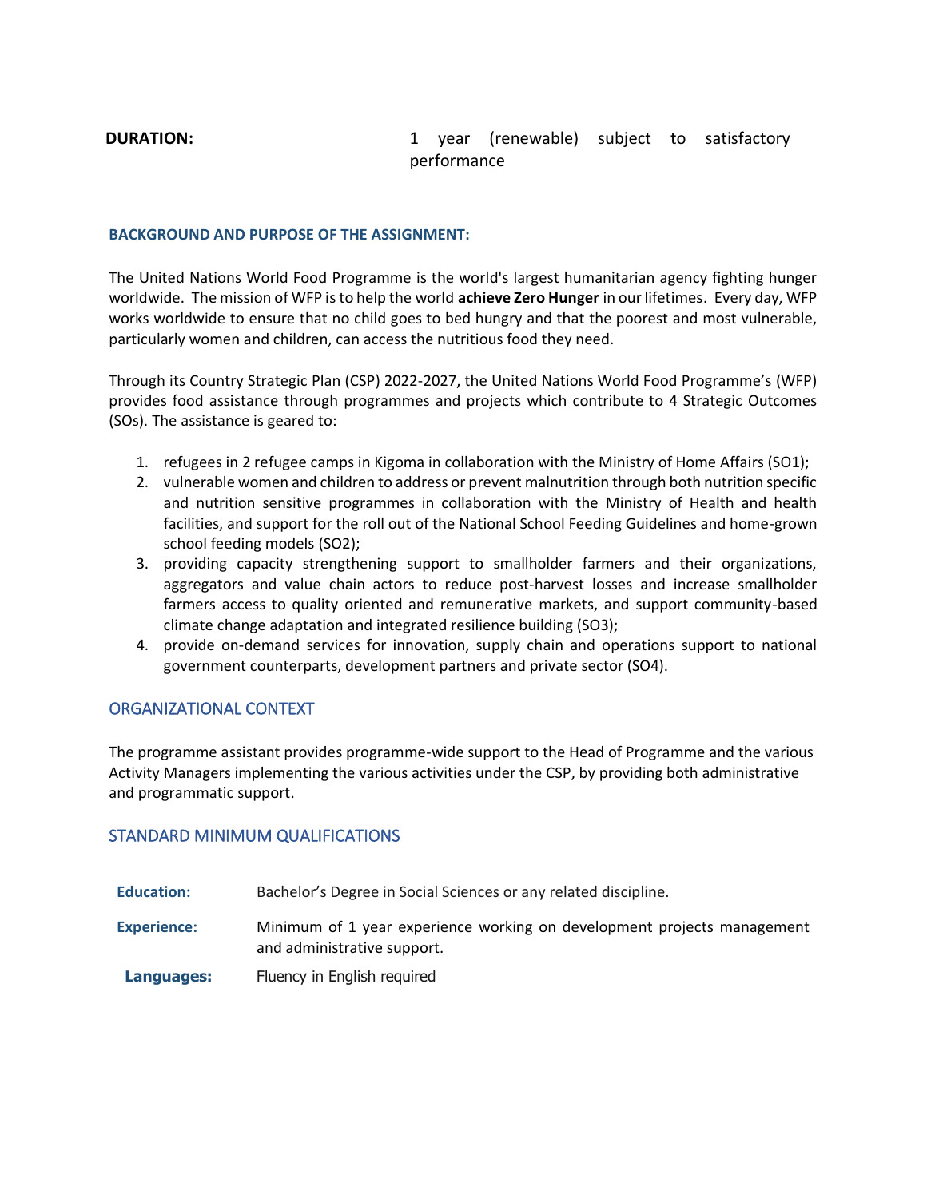**DURATION:** 1 year (renewable) subject to satisfactory performance

## BACKGROUND AND PURPOSE OF THE ASSIGNMENT:

The United Nations World Food Programme is the world's largest humanitarian agency fighting hunger worldwide. The mission of WFP is to help the world **achieve Zero Hunger** in our lifetimes. Every day, WFP works worldwide to ensure that no child goes to bed hungry and that the poorest and most vulnerable, particularly women and children, can access the nutritious food they need.

Through its Country Strategic Plan (CSP) 2022-2027, the United Nations World Food Programme's (WFP) provides food assistance through programmes and projects which contribute to 4 Strategic Outcomes (SOs). The assistance is geared to:

1. refugees in 2 refugee camps in Kigoma in collaboration with the Ministry of Home Affairs (SO1);
2. vulnerable women and children to address or prevent malnutrition through both nutrition specific and nutrition sensitive programmes in collaboration with the Ministry of Health and health facilities, and support for the roll out of the National School Feeding Guidelines and home-grown school feeding models (SO2);
3. providing capacity strengthening support to smallholder farmers and their organizations, aggregators and value chain actors to reduce post-harvest losses and increase smallholder farmers access to quality oriented and remunerative markets, and support community-based climate change adaptation and integrated resilience building (SO3);
4. provide on-demand services for innovation, supply chain and operations support to national government counterparts, development partners and private sector (SO4).

## ORGANIZATIONAL CONTEXT

The programme assistant provides programme-wide support to the Head of Programme and the various Activity Managers implementing the various activities under the CSP, by providing both administrative and programmatic support.

## STANDARD MINIMUM QUALIFICATIONS

**Education:** Bachelor's Degree in Social Sciences or any related discipline.

**Experience:** Minimum of 1 year experience working on development projects management and administrative support.

**Languages:** Fluency in English required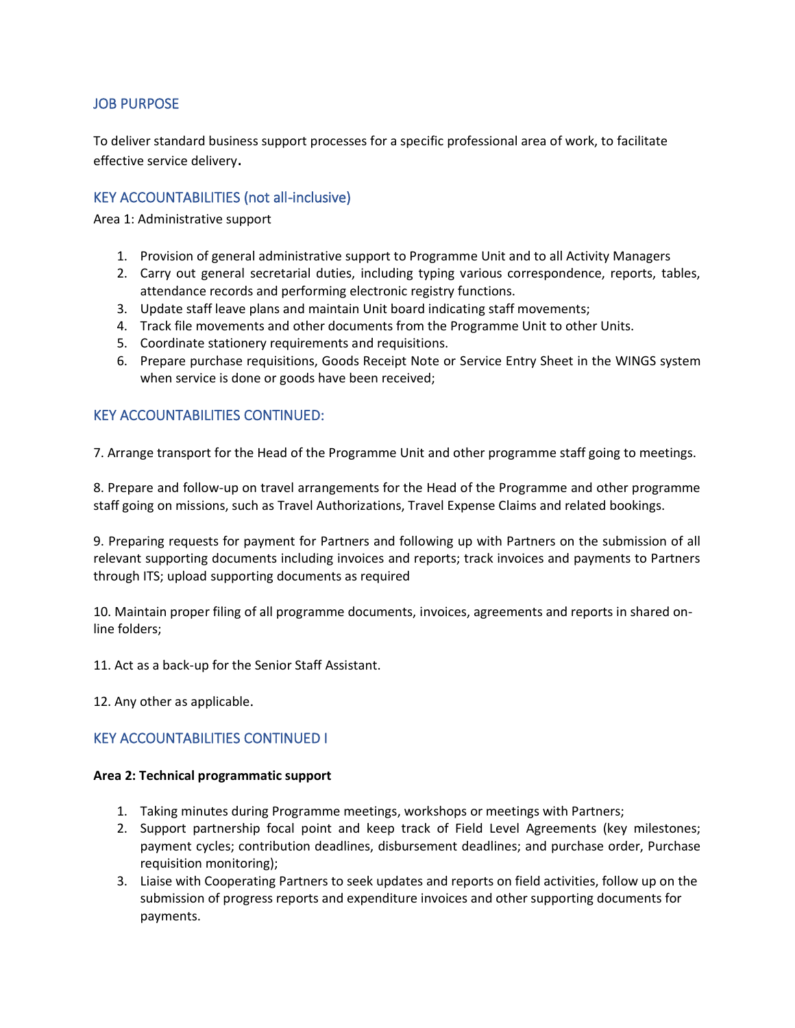## JOB PURPOSE

To deliver standard business support processes for a specific professional area of work, to facilitate effective service delivery.

## KEY ACCOUNTABILITIES (not all-inclusive)

Area 1: Administrative support

1. Provision of general administrative support to Programme Unit and to all Activity Managers
2. Carry out general secretarial duties, including typing various correspondence, reports, tables, attendance records and performing electronic registry functions.
3. Update staff leave plans and maintain Unit board indicating staff movements;
4. Track file movements and other documents from the Programme Unit to other Units.
5. Coordinate stationery requirements and requisitions.
6. Prepare purchase requisitions, Goods Receipt Note or Service Entry Sheet in the WINGS system when service is done or goods have been received;

## KEY ACCOUNTABILITIES CONTINUED:

7. Arrange transport for the Head of the Programme Unit and other programme staff going to meetings.

8. Prepare and follow-up on travel arrangements for the Head of the Programme and other programme staff going on missions, such as Travel Authorizations, Travel Expense Claims and related bookings.

9. Preparing requests for payment for Partners and following up with Partners on the submission of all relevant supporting documents including invoices and reports; track invoices and payments to Partners through ITS; upload supporting documents as required

10. Maintain proper filing of all programme documents, invoices, agreements and reports in shared on-line folders;

11. Act as a back-up for the Senior Staff Assistant.

12. Any other as applicable.

## KEY ACCOUNTABILITIES CONTINUED I

**Area 2: Technical programmatic support**

1. Taking minutes during Programme meetings, workshops or meetings with Partners;
2. Support partnership focal point and keep track of Field Level Agreements (key milestones; payment cycles; contribution deadlines, disbursement deadlines; and purchase order, Purchase requisition monitoring);
3. Liaise with Cooperating Partners to seek updates and reports on field activities, follow up on the submission of progress reports and expenditure invoices and other supporting documents for payments.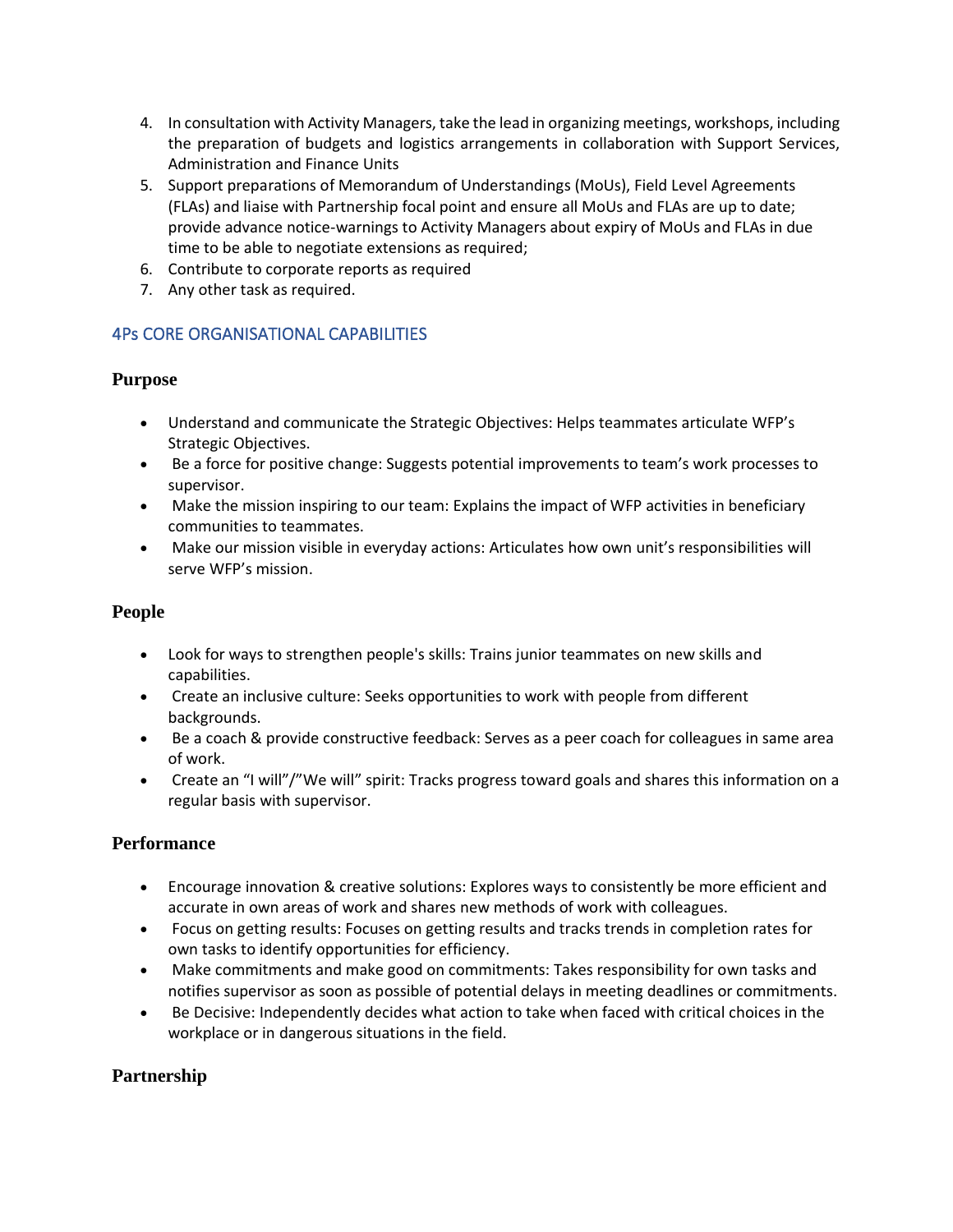4. In consultation with Activity Managers, take the lead in organizing meetings, workshops, including the preparation of budgets and logistics arrangements in collaboration with Support Services, Administration and Finance Units
5. Support preparations of Memorandum of Understandings (MoUs), Field Level Agreements (FLAs) and liaise with Partnership focal point and ensure all MoUs and FLAs are up to date; provide advance notice-warnings to Activity Managers about expiry of MoUs and FLAs in due time to be able to negotiate extensions as required;
6. Contribute to corporate reports as required
7. Any other task as required.

## 4Ps CORE ORGANISATIONAL CAPABILITIES

### Purpose

- Understand and communicate the Strategic Objectives: Helps teammates articulate WFP's Strategic Objectives.
- Be a force for positive change: Suggests potential improvements to team's work processes to supervisor.
- Make the mission inspiring to our team: Explains the impact of WFP activities in beneficiary communities to teammates.
- Make our mission visible in everyday actions: Articulates how own unit's responsibilities will serve WFP's mission.

### People

- Look for ways to strengthen people's skills: Trains junior teammates on new skills and capabilities.
- Create an inclusive culture: Seeks opportunities to work with people from different backgrounds.
- Be a coach & provide constructive feedback: Serves as a peer coach for colleagues in same area of work.
- Create an "I will"/"We will" spirit: Tracks progress toward goals and shares this information on a regular basis with supervisor.

### Performance

- Encourage innovation & creative solutions: Explores ways to consistently be more efficient and accurate in own areas of work and shares new methods of work with colleagues.
- Focus on getting results: Focuses on getting results and tracks trends in completion rates for own tasks to identify opportunities for efficiency.
- Make commitments and make good on commitments: Takes responsibility for own tasks and notifies supervisor as soon as possible of potential delays in meeting deadlines or commitments.
- Be Decisive: Independently decides what action to take when faced with critical choices in the workplace or in dangerous situations in the field.

### Partnership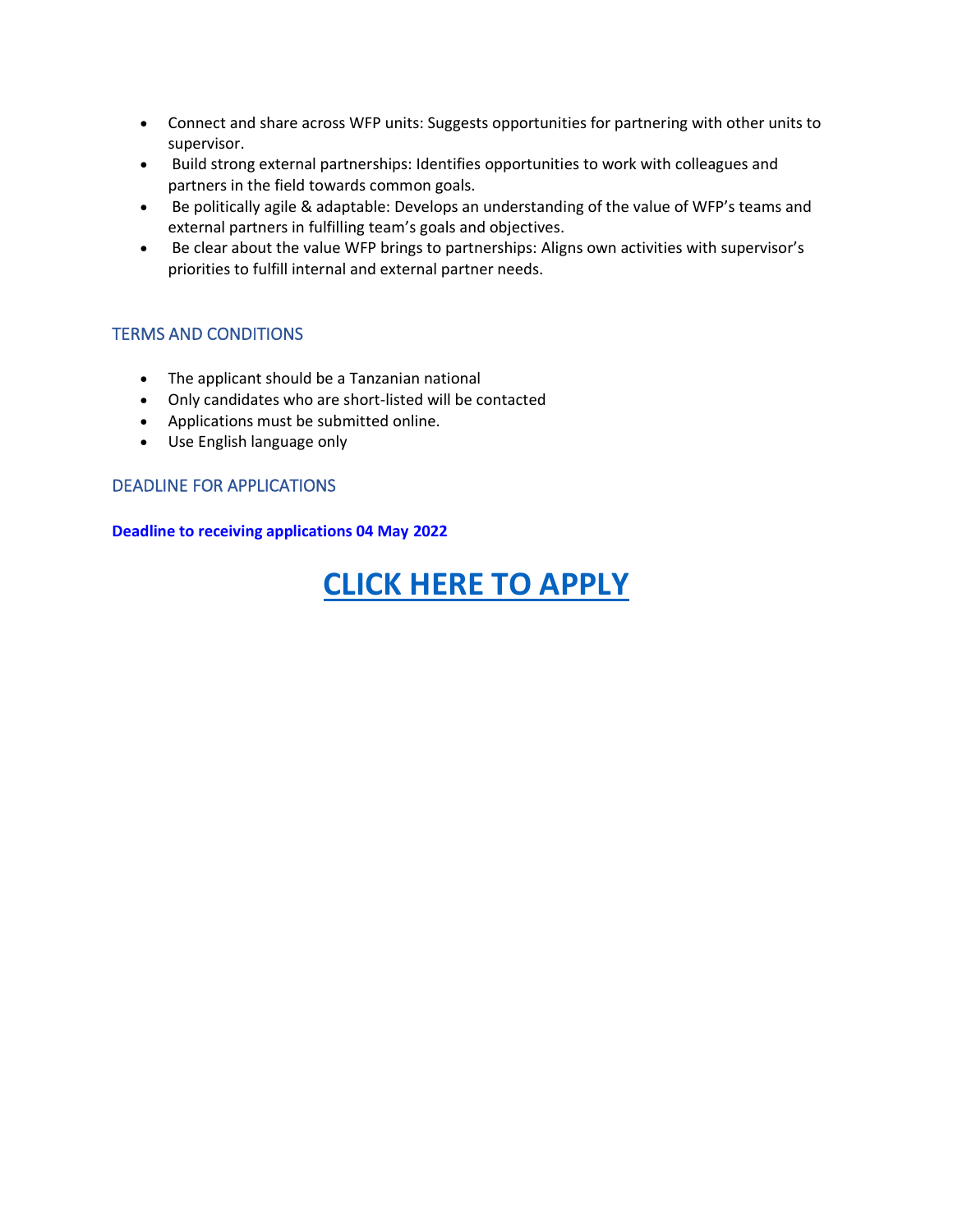- Connect and share across WFP units: Suggests opportunities for partnering with other units to supervisor.
- Build strong external partnerships: Identifies opportunities to work with colleagues and partners in the field towards common goals.
- Be politically agile & adaptable: Develops an understanding of the value of WFP's teams and external partners in fulfilling team's goals and objectives.
- Be clear about the value WFP brings to partnerships: Aligns own activities with supervisor's priorities to fulfill internal and external partner needs.

## TERMS AND CONDITIONS

- The applicant should be a Tanzanian national
- Only candidates who are short-listed will be contacted
- Applications must be submitted online.
- Use English language only

## DEADLINE FOR APPLICATIONS

**Deadline to receiving applications 04 May 2022**

# CLICK HERE TO APPLY